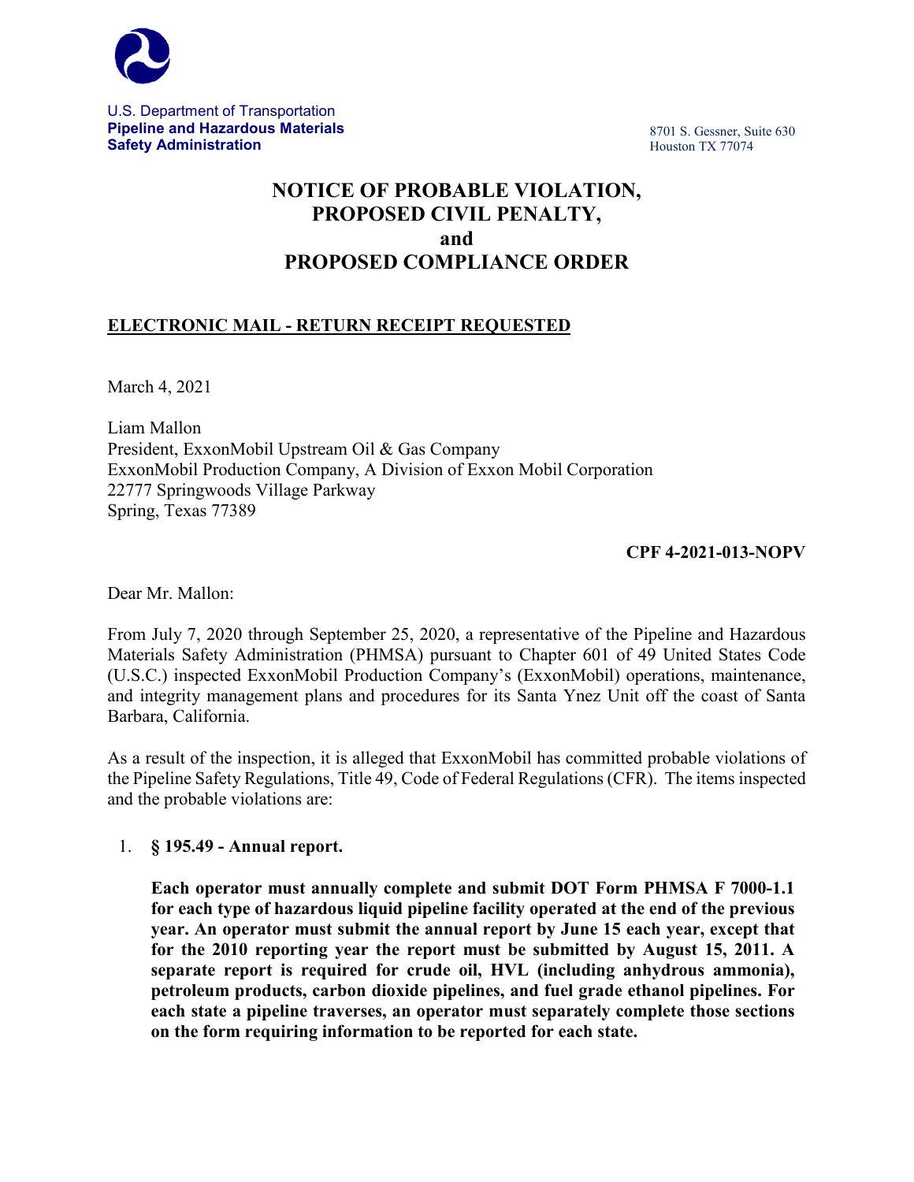U.S. Department of Transportation
**Pipeline and Hazardous Materials Safety Administration**

8701 S. Gessner, Suite 630
Houston TX 77074

# NOTICE OF PROBABLE VIOLATION, PROPOSED CIVIL PENALTY, and PROPOSED COMPLIANCE ORDER

**ELECTRONIC MAIL - RETURN RECEIPT REQUESTED**

March 4, 2021

Liam Mallon
President, ExxonMobil Upstream Oil & Gas Company
ExxonMobil Production Company, A Division of Exxon Mobil Corporation
22777 Springwoods Village Parkway
Spring, Texas 77389

**CPF 4-2021-013-NOPV**

Dear Mr. Mallon:

From July 7, 2020 through September 25, 2020, a representative of the Pipeline and Hazardous Materials Safety Administration (PHMSA) pursuant to Chapter 601 of 49 United States Code (U.S.C.) inspected ExxonMobil Production Company's (ExxonMobil) operations, maintenance, and integrity management plans and procedures for its Santa Ynez Unit off the coast of Santa Barbara, California.

As a result of the inspection, it is alleged that ExxonMobil has committed probable violations of the Pipeline Safety Regulations, Title 49, Code of Federal Regulations (CFR). The items inspected and the probable violations are:

1. **§ 195.49 - Annual report.**

   **Each operator must annually complete and submit DOT Form PHMSA F 7000-1.1 for each type of hazardous liquid pipeline facility operated at the end of the previous year. An operator must submit the annual report by June 15 each year, except that for the 2010 reporting year the report must be submitted by August 15, 2011. A separate report is required for crude oil, HVL (including anhydrous ammonia), petroleum products, carbon dioxide pipelines, and fuel grade ethanol pipelines. For each state a pipeline traverses, an operator must separately complete those sections on the form requiring information to be reported for each state.**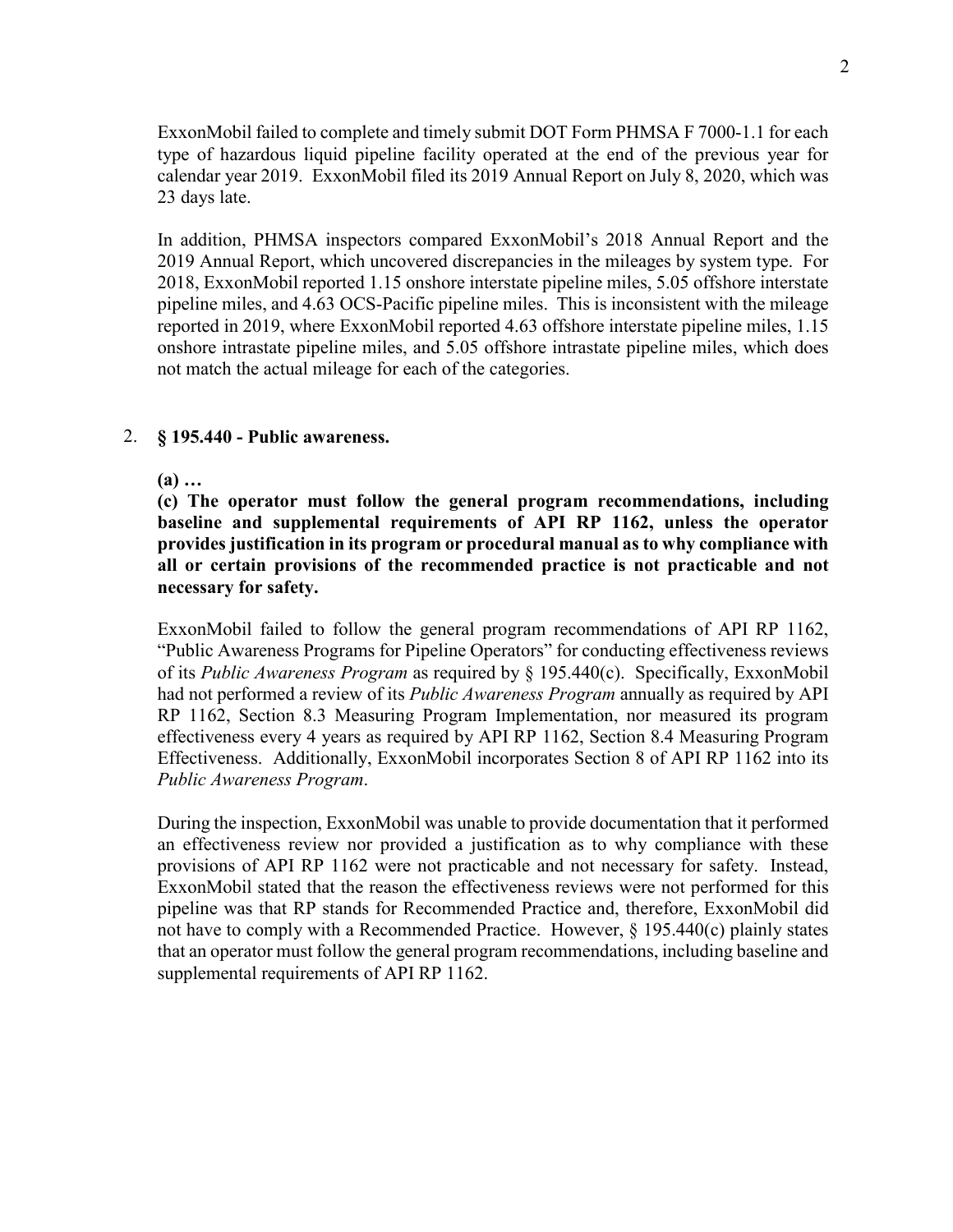ExxonMobil failed to complete and timely submit DOT Form PHMSA F 7000-1.1 for each type of hazardous liquid pipeline facility operated at the end of the previous year for calendar year 2019. ExxonMobil filed its 2019 Annual Report on July 8, 2020, which was 23 days late.

In addition, PHMSA inspectors compared ExxonMobil's 2018 Annual Report and the 2019 Annual Report, which uncovered discrepancies in the mileages by system type. For 2018, ExxonMobil reported 1.15 onshore interstate pipeline miles, 5.05 offshore interstate pipeline miles, and 4.63 OCS-Pacific pipeline miles. This is inconsistent with the mileage reported in 2019, where ExxonMobil reported 4.63 offshore interstate pipeline miles, 1.15 onshore intrastate pipeline miles, and 5.05 offshore intrastate pipeline miles, which does not match the actual mileage for each of the categories.

2. **§ 195.440 - Public awareness.**

**(a) …**

**(c) The operator must follow the general program recommendations, including baseline and supplemental requirements of API RP 1162, unless the operator provides justification in its program or procedural manual as to why compliance with all or certain provisions of the recommended practice is not practicable and not necessary for safety.**

ExxonMobil failed to follow the general program recommendations of API RP 1162, "Public Awareness Programs for Pipeline Operators" for conducting effectiveness reviews of its *Public Awareness Program* as required by § 195.440(c). Specifically, ExxonMobil had not performed a review of its *Public Awareness Program* annually as required by API RP 1162, Section 8.3 Measuring Program Implementation, nor measured its program effectiveness every 4 years as required by API RP 1162, Section 8.4 Measuring Program Effectiveness. Additionally, ExxonMobil incorporates Section 8 of API RP 1162 into its *Public Awareness Program*.

During the inspection, ExxonMobil was unable to provide documentation that it performed an effectiveness review nor provided a justification as to why compliance with these provisions of API RP 1162 were not practicable and not necessary for safety. Instead, ExxonMobil stated that the reason the effectiveness reviews were not performed for this pipeline was that RP stands for Recommended Practice and, therefore, ExxonMobil did not have to comply with a Recommended Practice. However, § 195.440(c) plainly states that an operator must follow the general program recommendations, including baseline and supplemental requirements of API RP 1162.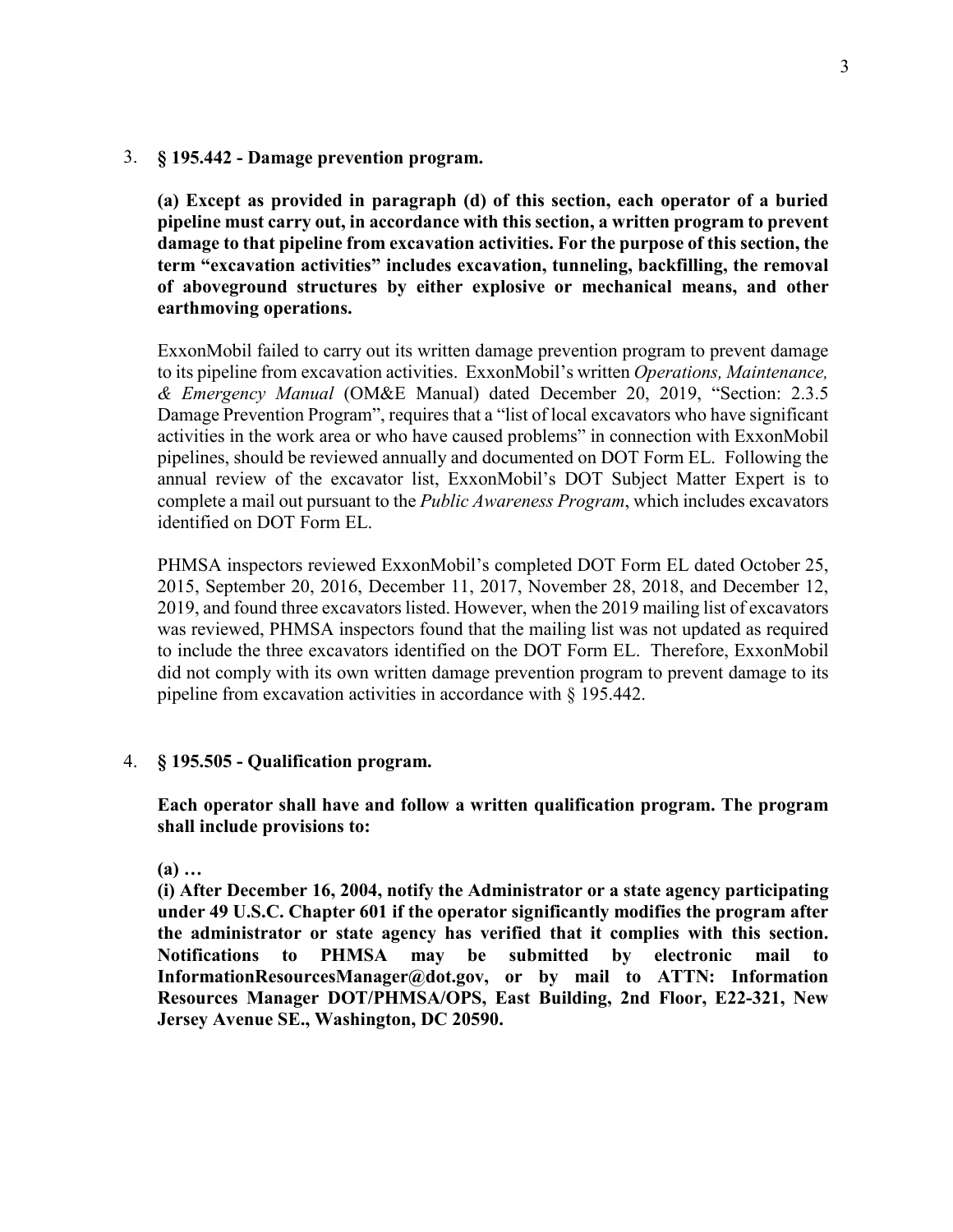3. **§ 195.442 - Damage prevention program.**

   **(a) Except as provided in paragraph (d) of this section, each operator of a buried pipeline must carry out, in accordance with this section, a written program to prevent damage to that pipeline from excavation activities. For the purpose of this section, the term "excavation activities" includes excavation, tunneling, backfilling, the removal of aboveground structures by either explosive or mechanical means, and other earthmoving operations.**

   ExxonMobil failed to carry out its written damage prevention program to prevent damage to its pipeline from excavation activities. ExxonMobil's written *Operations, Maintenance, & Emergency Manual* (OM&E Manual) dated December 20, 2019, "Section: 2.3.5 Damage Prevention Program", requires that a "list of local excavators who have significant activities in the work area or who have caused problems" in connection with ExxonMobil pipelines, should be reviewed annually and documented on DOT Form EL. Following the annual review of the excavator list, ExxonMobil's DOT Subject Matter Expert is to complete a mail out pursuant to the *Public Awareness Program*, which includes excavators identified on DOT Form EL.

   PHMSA inspectors reviewed ExxonMobil's completed DOT Form EL dated October 25, 2015, September 20, 2016, December 11, 2017, November 28, 2018, and December 12, 2019, and found three excavators listed. However, when the 2019 mailing list of excavators was reviewed, PHMSA inspectors found that the mailing list was not updated as required to include the three excavators identified on the DOT Form EL. Therefore, ExxonMobil did not comply with its own written damage prevention program to prevent damage to its pipeline from excavation activities in accordance with § 195.442.

4. **§ 195.505 - Qualification program.**

   **Each operator shall have and follow a written qualification program. The program shall include provisions to:**

   **(a) …**
   **(i) After December 16, 2004, notify the Administrator or a state agency participating under 49 U.S.C. Chapter 601 if the operator significantly modifies the program after the administrator or state agency has verified that it complies with this section. Notifications to PHMSA may be submitted by electronic mail to InformationResourcesManager@dot.gov, or by mail to ATTN: Information Resources Manager DOT/PHMSA/OPS, East Building, 2nd Floor, E22-321, New Jersey Avenue SE., Washington, DC 20590.**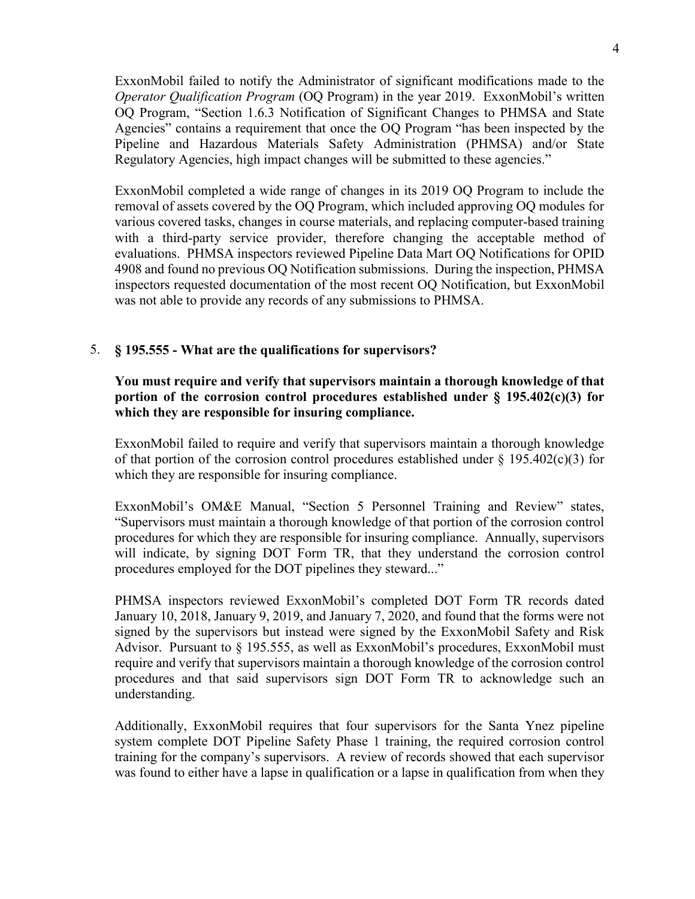ExxonMobil failed to notify the Administrator of significant modifications made to the *Operator Qualification Program* (OQ Program) in the year 2019. ExxonMobil's written OQ Program, "Section 1.6.3 Notification of Significant Changes to PHMSA and State Agencies" contains a requirement that once the OQ Program "has been inspected by the Pipeline and Hazardous Materials Safety Administration (PHMSA) and/or State Regulatory Agencies, high impact changes will be submitted to these agencies."

ExxonMobil completed a wide range of changes in its 2019 OQ Program to include the removal of assets covered by the OQ Program, which included approving OQ modules for various covered tasks, changes in course materials, and replacing computer-based training with a third-party service provider, therefore changing the acceptable method of evaluations. PHMSA inspectors reviewed Pipeline Data Mart OQ Notifications for OPID 4908 and found no previous OQ Notification submissions. During the inspection, PHMSA inspectors requested documentation of the most recent OQ Notification, but ExxonMobil was not able to provide any records of any submissions to PHMSA.

5. **§ 195.555 - What are the qualifications for supervisors?**

   **You must require and verify that supervisors maintain a thorough knowledge of that portion of the corrosion control procedures established under § 195.402(c)(3) for which they are responsible for insuring compliance.**

   ExxonMobil failed to require and verify that supervisors maintain a thorough knowledge of that portion of the corrosion control procedures established under § 195.402(c)(3) for which they are responsible for insuring compliance.

   ExxonMobil's OM&E Manual, "Section 5 Personnel Training and Review" states, "Supervisors must maintain a thorough knowledge of that portion of the corrosion control procedures for which they are responsible for insuring compliance. Annually, supervisors will indicate, by signing DOT Form TR, that they understand the corrosion control procedures employed for the DOT pipelines they steward..."

   PHMSA inspectors reviewed ExxonMobil's completed DOT Form TR records dated January 10, 2018, January 9, 2019, and January 7, 2020, and found that the forms were not signed by the supervisors but instead were signed by the ExxonMobil Safety and Risk Advisor. Pursuant to § 195.555, as well as ExxonMobil's procedures, ExxonMobil must require and verify that supervisors maintain a thorough knowledge of the corrosion control procedures and that said supervisors sign DOT Form TR to acknowledge such an understanding.

   Additionally, ExxonMobil requires that four supervisors for the Santa Ynez pipeline system complete DOT Pipeline Safety Phase 1 training, the required corrosion control training for the company's supervisors. A review of records showed that each supervisor was found to either have a lapse in qualification or a lapse in qualification from when they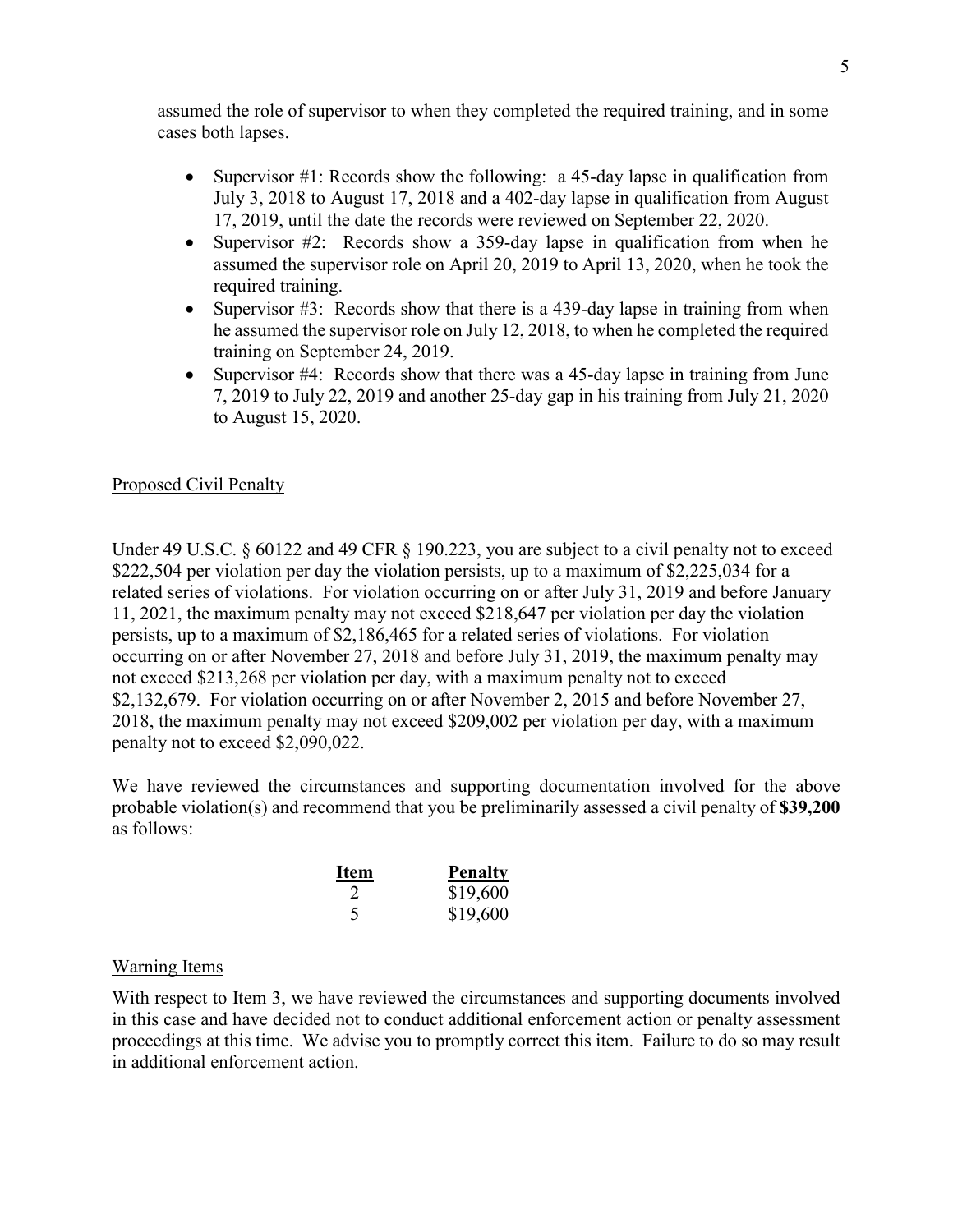assumed the role of supervisor to when they completed the required training, and in some cases both lapses.

- Supervisor #1: Records show the following: a 45-day lapse in qualification from July 3, 2018 to August 17, 2018 and a 402-day lapse in qualification from August 17, 2019, until the date the records were reviewed on September 22, 2020.
- Supervisor #2: Records show a 359-day lapse in qualification from when he assumed the supervisor role on April 20, 2019 to April 13, 2020, when he took the required training.
- Supervisor #3: Records show that there is a 439-day lapse in training from when he assumed the supervisor role on July 12, 2018, to when he completed the required training on September 24, 2019.
- Supervisor #4: Records show that there was a 45-day lapse in training from June 7, 2019 to July 22, 2019 and another 25-day gap in his training from July 21, 2020 to August 15, 2020.

Proposed Civil Penalty

Under 49 U.S.C. § 60122 and 49 CFR § 190.223, you are subject to a civil penalty not to exceed $222,504 per violation per day the violation persists, up to a maximum of $2,225,034 for a related series of violations. For violation occurring on or after July 31, 2019 and before January 11, 2021, the maximum penalty may not exceed $218,647 per violation per day the violation persists, up to a maximum of $2,186,465 for a related series of violations. For violation occurring on or after November 27, 2018 and before July 31, 2019, the maximum penalty may not exceed $213,268 per violation per day, with a maximum penalty not to exceed $2,132,679. For violation occurring on or after November 2, 2015 and before November 27, 2018, the maximum penalty may not exceed $209,002 per violation per day, with a maximum penalty not to exceed $2,090,022.

We have reviewed the circumstances and supporting documentation involved for the above probable violation(s) and recommend that you be preliminarily assessed a civil penalty of **$39,200** as follows:

| Item | Penalty |
|---|---|
| 2 | $19,600 |
| 5 | $19,600 |

Warning Items

With respect to Item 3, we have reviewed the circumstances and supporting documents involved in this case and have decided not to conduct additional enforcement action or penalty assessment proceedings at this time. We advise you to promptly correct this item. Failure to do so may result in additional enforcement action.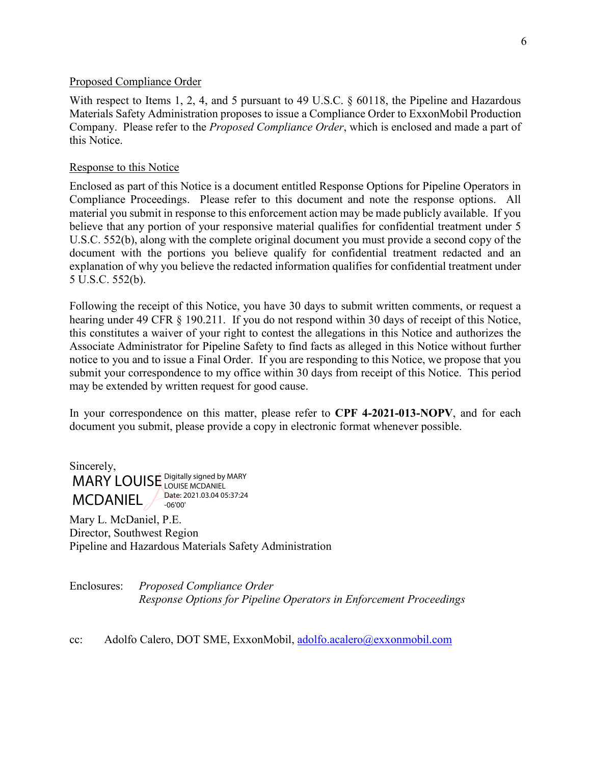Proposed Compliance Order

With respect to Items 1, 2, 4, and 5 pursuant to 49 U.S.C. § 60118, the Pipeline and Hazardous Materials Safety Administration proposes to issue a Compliance Order to ExxonMobil Production Company. Please refer to the *Proposed Compliance Order*, which is enclosed and made a part of this Notice.

Response to this Notice

Enclosed as part of this Notice is a document entitled Response Options for Pipeline Operators in Compliance Proceedings. Please refer to this document and note the response options. All material you submit in response to this enforcement action may be made publicly available. If you believe that any portion of your responsive material qualifies for confidential treatment under 5 U.S.C. 552(b), along with the complete original document you must provide a second copy of the document with the portions you believe qualify for confidential treatment redacted and an explanation of why you believe the redacted information qualifies for confidential treatment under 5 U.S.C. 552(b).

Following the receipt of this Notice, you have 30 days to submit written comments, or request a hearing under 49 CFR § 190.211. If you do not respond within 30 days of receipt of this Notice, this constitutes a waiver of your right to contest the allegations in this Notice and authorizes the Associate Administrator for Pipeline Safety to find facts as alleged in this Notice without further notice to you and to issue a Final Order. If you are responding to this Notice, we propose that you submit your correspondence to my office within 30 days from receipt of this Notice. This period may be extended by written request for good cause.

In your correspondence on this matter, please refer to **CPF 4-2021-013-NOPV**, and for each document you submit, please provide a copy in electronic format whenever possible.

Sincerely,

MARY LOUISE MCDANIEL Digitally signed by MARY LOUISE MCDANIEL Date: 2021.03.04 05:37:24 -06'00'

Mary L. McDaniel, P.E.
Director, Southwest Region
Pipeline and Hazardous Materials Safety Administration

Enclosures: *Proposed Compliance Order*
*Response Options for Pipeline Operators in Enforcement Proceedings*

cc: Adolfo Calero, DOT SME, ExxonMobil, adolfo.acalero@exxonmobil.com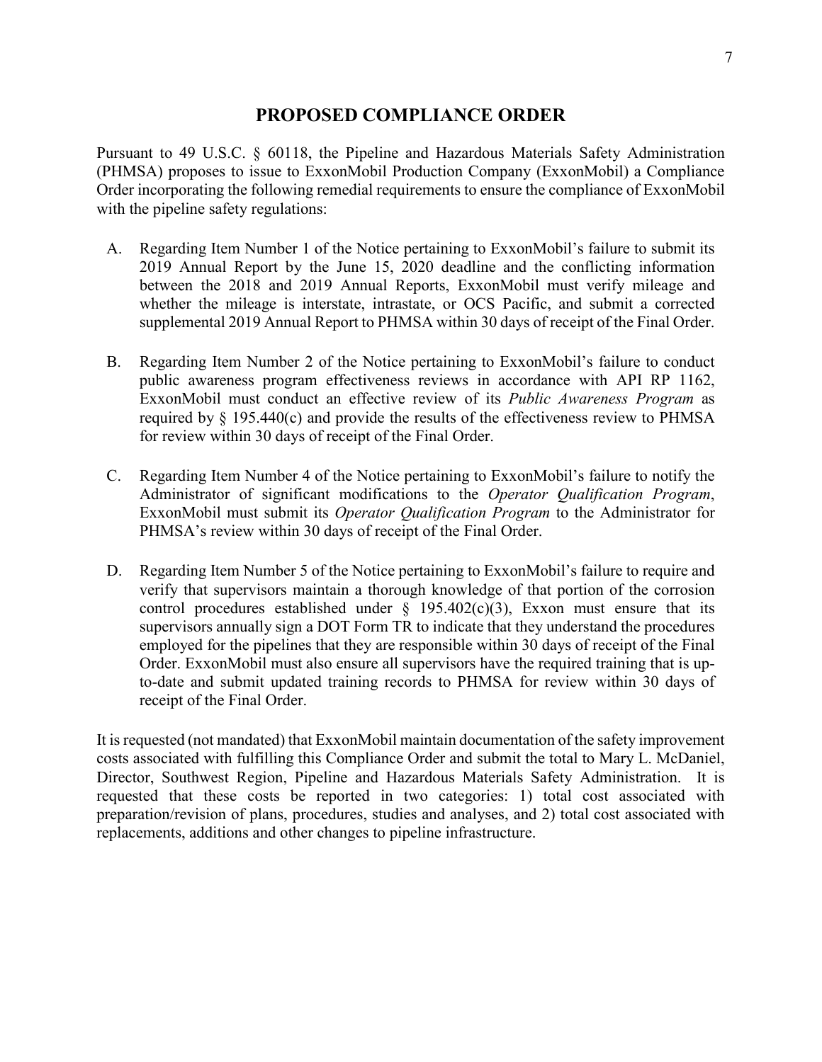## PROPOSED COMPLIANCE ORDER

Pursuant to 49 U.S.C. § 60118, the Pipeline and Hazardous Materials Safety Administration (PHMSA) proposes to issue to ExxonMobil Production Company (ExxonMobil) a Compliance Order incorporating the following remedial requirements to ensure the compliance of ExxonMobil with the pipeline safety regulations:

A. Regarding Item Number 1 of the Notice pertaining to ExxonMobil's failure to submit its 2019 Annual Report by the June 15, 2020 deadline and the conflicting information between the 2018 and 2019 Annual Reports, ExxonMobil must verify mileage and whether the mileage is interstate, intrastate, or OCS Pacific, and submit a corrected supplemental 2019 Annual Report to PHMSA within 30 days of receipt of the Final Order.

B. Regarding Item Number 2 of the Notice pertaining to ExxonMobil's failure to conduct public awareness program effectiveness reviews in accordance with API RP 1162, ExxonMobil must conduct an effective review of its *Public Awareness Program* as required by § 195.440(c) and provide the results of the effectiveness review to PHMSA for review within 30 days of receipt of the Final Order.

C. Regarding Item Number 4 of the Notice pertaining to ExxonMobil's failure to notify the Administrator of significant modifications to the *Operator Qualification Program*, ExxonMobil must submit its *Operator Qualification Program* to the Administrator for PHMSA's review within 30 days of receipt of the Final Order.

D. Regarding Item Number 5 of the Notice pertaining to ExxonMobil's failure to require and verify that supervisors maintain a thorough knowledge of that portion of the corrosion control procedures established under § 195.402(c)(3), Exxon must ensure that its supervisors annually sign a DOT Form TR to indicate that they understand the procedures employed for the pipelines that they are responsible within 30 days of receipt of the Final Order. ExxonMobil must also ensure all supervisors have the required training that is up-to-date and submit updated training records to PHMSA for review within 30 days of receipt of the Final Order.

It is requested (not mandated) that ExxonMobil maintain documentation of the safety improvement costs associated with fulfilling this Compliance Order and submit the total to Mary L. McDaniel, Director, Southwest Region, Pipeline and Hazardous Materials Safety Administration. It is requested that these costs be reported in two categories: 1) total cost associated with preparation/revision of plans, procedures, studies and analyses, and 2) total cost associated with replacements, additions and other changes to pipeline infrastructure.